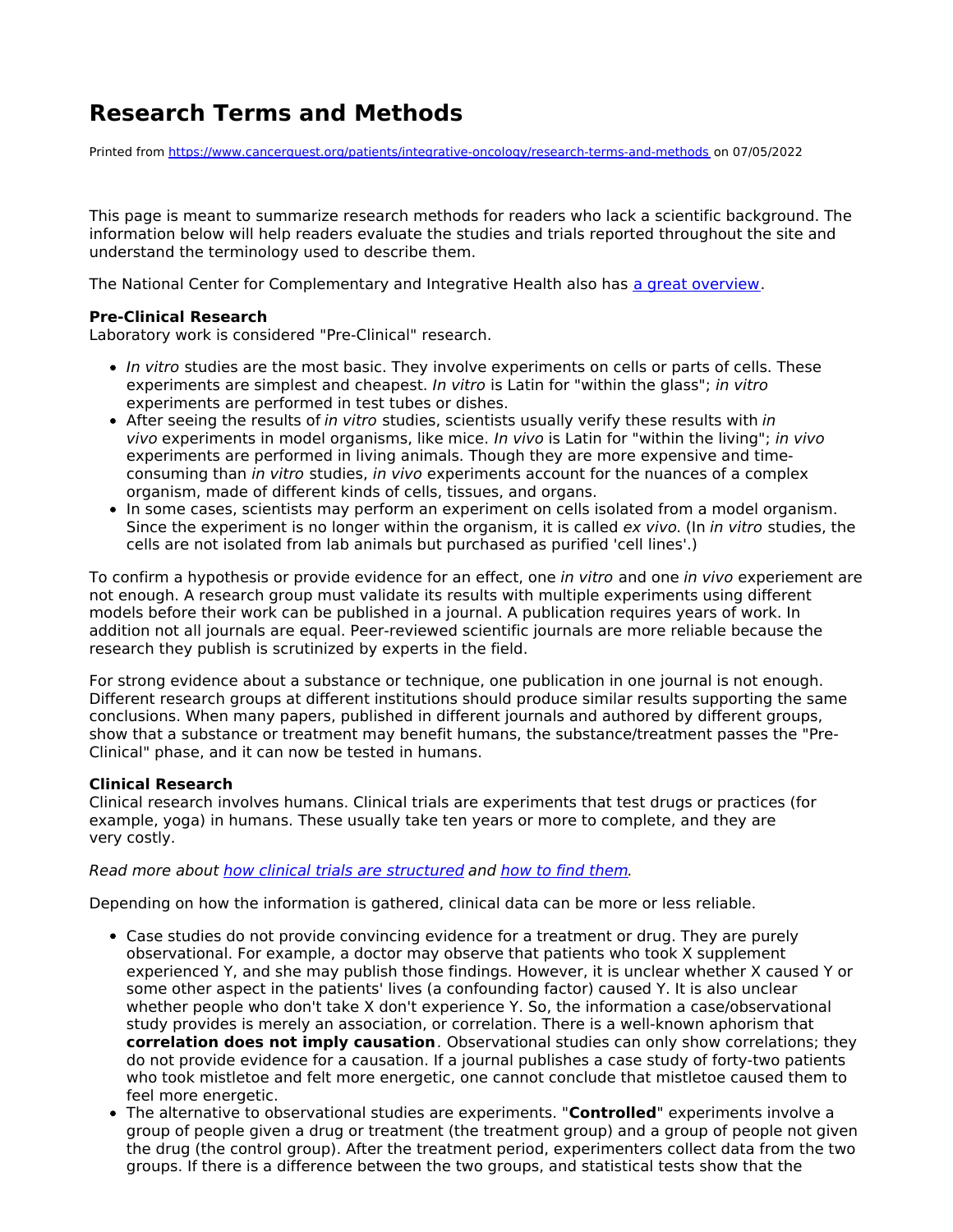# Research Terms and Methods

Printed from https://www.cancerquest.org/patients/integrative-oncology/research-terms-and-methods on 07/05/2022

This page is meant to summarize research methods for readers who lack a scientific background. The information below will help readers evaluate the studies and trials reported throughout the site and understand the terminology used to describe them.

The National Center for Complementary and Integrative Health also has a great overview.

**Pre-Clinical Research**
Laboratory work is considered "Pre-Clinical" research.

- *In vitro* studies are the most basic. They involve experiments on cells or parts of cells. These experiments are simplest and cheapest. *In vitro* is Latin for "within the glass"; *in vitro* experiments are performed in test tubes or dishes.
- After seeing the results of *in vitro* studies, scientists usually verify these results with *in vivo* experiments in model organisms, like mice. *In vivo* is Latin for "within the living"; *in vivo* experiments are performed in living animals. Though they are more expensive and time-consuming than *in vitro* studies, *in vivo* experiments account for the nuances of a complex organism, made of different kinds of cells, tissues, and organs.
- In some cases, scientists may perform an experiment on cells isolated from a model organism. Since the experiment is no longer within the organism, it is called *ex vivo*. (In *in vitro* studies, the cells are not isolated from lab animals but purchased as purified 'cell lines'.)

To confirm a hypothesis or provide evidence for an effect, one *in vitro* and one *in vivo* experiement are not enough. A research group must validate its results with multiple experiments using different models before their work can be published in a journal. A publication requires years of work. In addition not all journals are equal. Peer-reviewed scientific journals are more reliable because the research they publish is scrutinized by experts in the field.

For strong evidence about a substance or technique, one publication in one journal is not enough. Different research groups at different institutions should produce similar results supporting the same conclusions. When many papers, published in different journals and authored by different groups, show that a substance or treatment may benefit humans, the substance/treatment passes the "Pre-Clinical" phase, and it can now be tested in humans.

**Clinical Research**
Clinical research involves humans. Clinical trials are experiments that test drugs or practices (for example, yoga) in humans. These usually take ten years or more to complete, and they are very costly.

*Read more about how clinical trials are structured and how to find them.*

Depending on how the information is gathered, clinical data can be more or less reliable.

- Case studies do not provide convincing evidence for a treatment or drug. They are purely observational. For example, a doctor may observe that patients who took X supplement experienced Y, and she may publish those findings. However, it is unclear whether X caused Y or some other aspect in the patients' lives (a confounding factor) caused Y. It is also unclear whether people who don't take X don't experience Y. So, the information a case/observational study provides is merely an association, or correlation. There is a well-known aphorism that **correlation does not imply causation**. Observational studies can only show correlations; they do not provide evidence for a causation. If a journal publishes a case study of forty-two patients who took mistletoe and felt more energetic, one cannot conclude that mistletoe caused them to feel more energetic.
- The alternative to observational studies are experiments. "**Controlled**" experiments involve a group of people given a drug or treatment (the treatment group) and a group of people not given the drug (the control group). After the treatment period, experimenters collect data from the two groups. If there is a difference between the two groups, and statistical tests show that the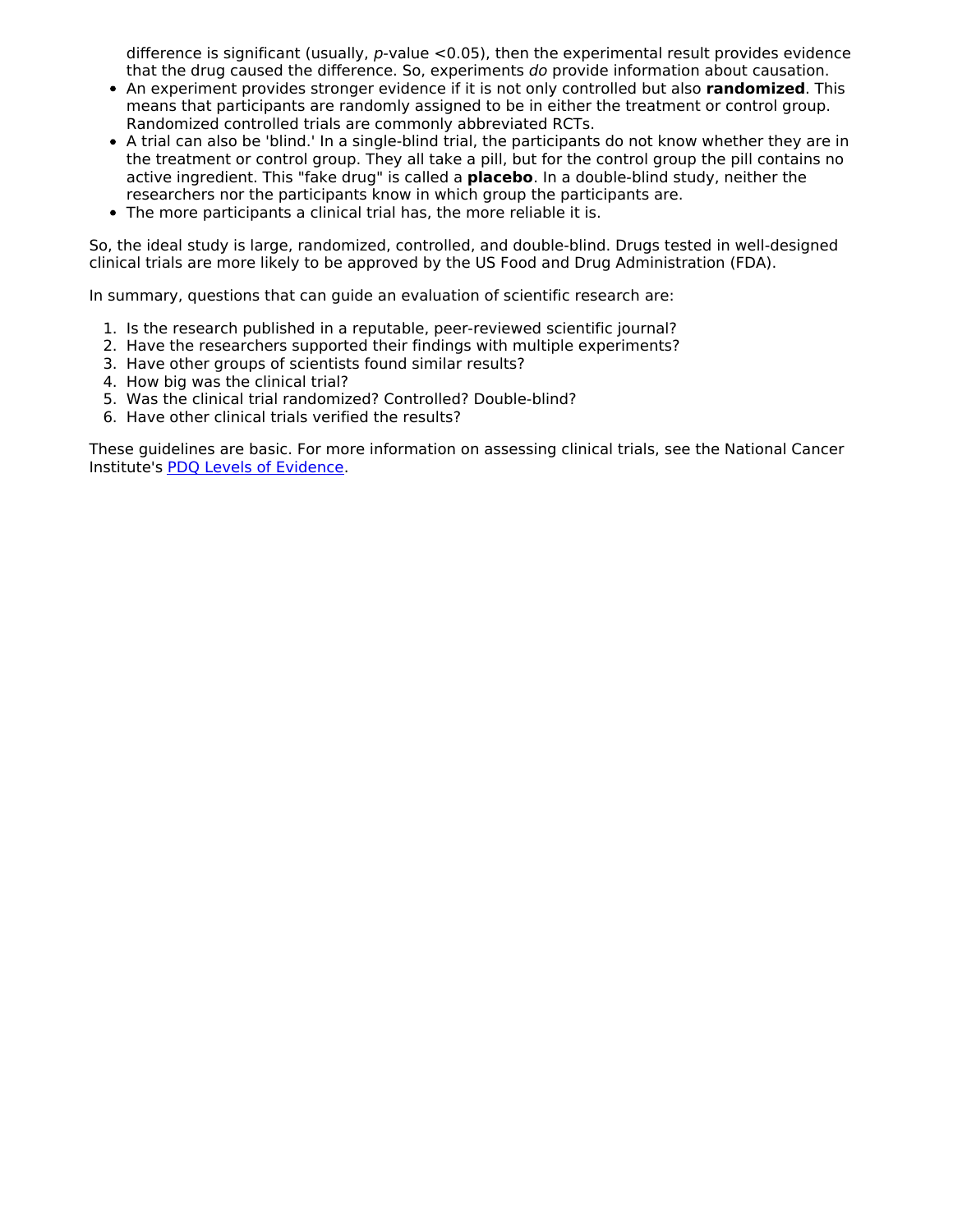difference is significant (usually, *p*-value $<0.05$), then the experimental result provides evidence that the drug caused the difference. So, experiments *do* provide information about causation.
- An experiment provides stronger evidence if it is not only controlled but also **randomized**. This means that participants are randomly assigned to be in either the treatment or control group. Randomized controlled trials are commonly abbreviated RCTs.
- A trial can also be 'blind.' In a single-blind trial, the participants do not know whether they are in the treatment or control group. They all take a pill, but for the control group the pill contains no active ingredient. This "fake drug" is called a **placebo**. In a double-blind study, neither the researchers nor the participants know in which group the participants are.
- The more participants a clinical trial has, the more reliable it is.

So, the ideal study is large, randomized, controlled, and double-blind. Drugs tested in well-designed clinical trials are more likely to be approved by the US Food and Drug Administration (FDA).

In summary, questions that can guide an evaluation of scientific research are:

1. Is the research published in a reputable, peer-reviewed scientific journal?
2. Have the researchers supported their findings with multiple experiments?
3. Have other groups of scientists found similar results?
4. How big was the clinical trial?
5. Was the clinical trial randomized? Controlled? Double-blind?
6. Have other clinical trials verified the results?

These guidelines are basic. For more information on assessing clinical trials, see the National Cancer Institute's PDQ Levels of Evidence.